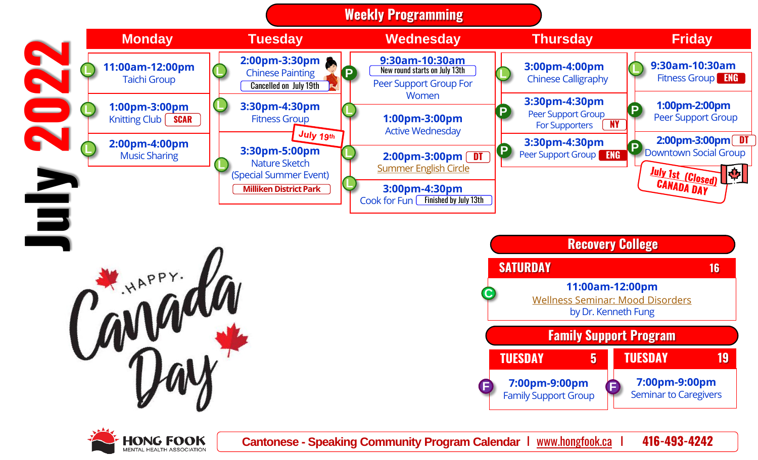# July 2022

## Weekly Programming

| Monday | Tuesday | Wednesday | Thursday | Friday |
| --- | --- | --- | --- | --- |
| L **11:00am-12:00pm** Taichi Group | L **2:00pm-3:30pm** Chinese Painting (Cancelled on July 19th) | P **9:30am-10:30am** (New round starts on July 13th) Peer Support Group For Women | L **3:00pm-4:00pm** Chinese Calligraphy | L **9:30am-10:30am** Fitness Group ENG |
| L **1:00pm-3:00pm** Knitting Club SCAR | L **3:30pm-4:30pm** Fitness Group | L **1:00pm-3:00pm** Active Wednesday | P **3:30pm-4:30pm** Peer Support Group For Supporters NY | P **1:00pm-2:00pm** Peer Support Group |
| L **2:00pm-4:00pm** Music Sharing | L (July 19th) **3:30pm-5:00pm** Nature Sketch (Special Summer Event) Milliken District Park | L **2:00pm-3:00pm** DT Summer English Circle | P **3:30pm-4:30pm** Peer Support Group ENG | P **2:00pm-3:00pm** DT Downtown Social Group |
| | | L **3:00pm-4:30pm** Cook for Fun (Finished by July 13th) | | July 1st (Closed) CANADA DAY |

Happy Canada Day

## Recovery College

**SATURDAY 16**

C **11:00am-12:00pm**
Wellness Seminar: Mood Disorders
by Dr. Kenneth Fung

## Family Support Program

| TUESDAY 5 | TUESDAY 19 |
| --- | --- |
| F **7:00pm-9:00pm** Family Support Group | F **7:00pm-9:00pm** Seminar to Caregivers |

HONG FOOK MENTAL HEALTH ASSOCIATION

Cantonese - Speaking Community Program Calendar | www.hongfook.ca | 416-493-4242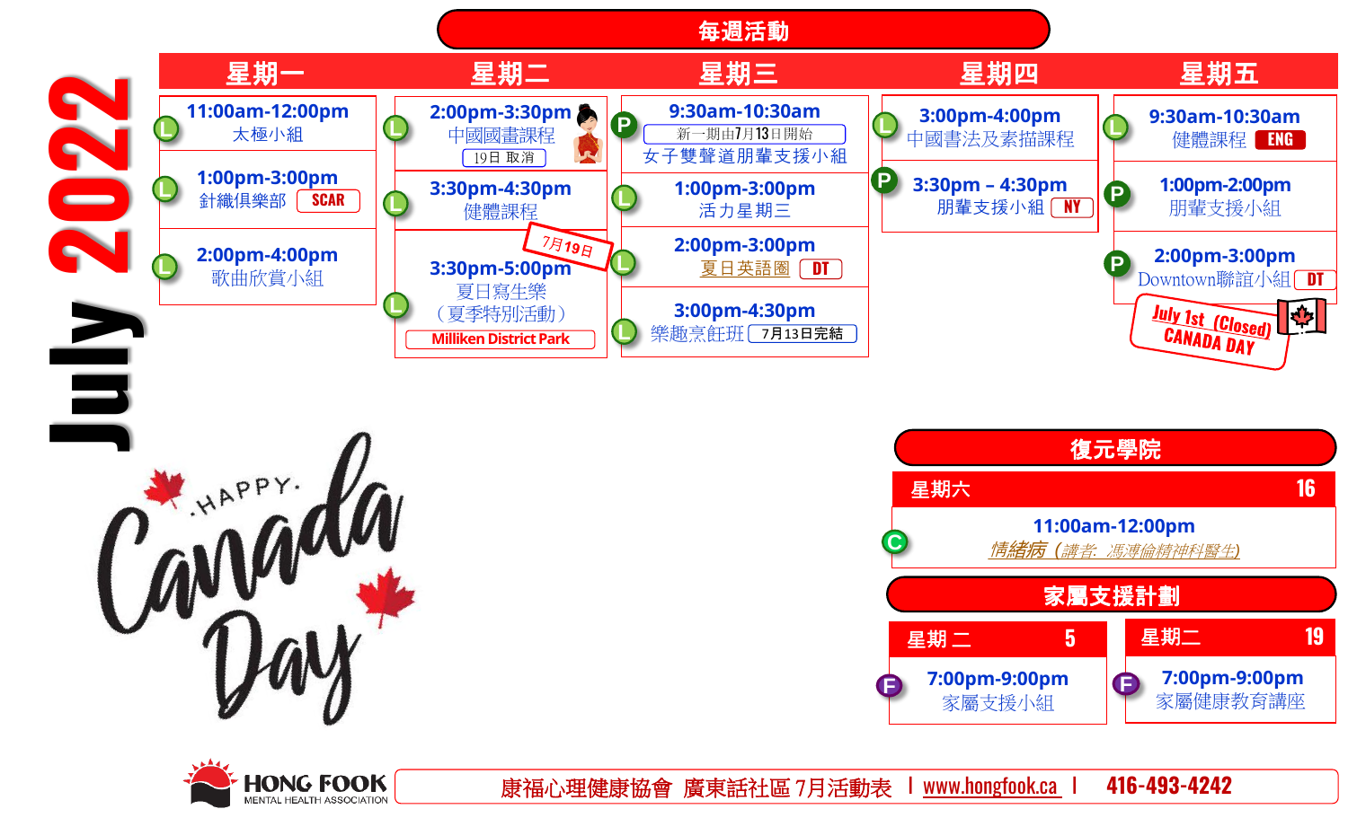# July 2022

## 每週活動

| 星期一 | 星期二 | 星期三 | 星期四 | 星期五 |
|---|---|---|---|---|
| (L) 11:00am-12:00pm 太極小組 | (L) 2:00pm-3:30pm 中國國畫課程 19日 取消 | (P) 9:30am-10:30am 新一期由7月13日開始 女子雙聲道朋輩支援小組 | (L) 3:00pm-4:00pm 中國書法及素描課程 | (L) 9:30am-10:30am 健體課程 ENG |
| (L) 1:00pm-3:00pm 針織俱樂部 SCAR | (L) 3:30pm-4:30pm 健體課程 | (L) 1:00pm-3:00pm 活力星期三 | (P) 3:30pm – 4:30pm 朋輩支援小組 NY | (P) 1:00pm-2:00pm 朋輩支援小組 |
| (L) 2:00pm-4:00pm 歌曲欣賞小組 | 7月19日 (L) 3:30pm-5:00pm 夏日寫生樂（夏季特別活動） Milliken District Park | (L) 2:00pm-3:00pm 夏日英語圈 DT | | (P) 2:00pm-3:00pm Downtown聯誼小組 DT |
| | | (L) 3:00pm-4:30pm 樂趣烹飪班 7月13日完結 | | July 1st (Closed) CANADA DAY |

HAPPY Canada Day

## 復元學院

| 星期六 | 16 |
|---|---|
| (C) 11:00am-12:00pm 情緒病（講者: 馮溥倫精神科醫生） | |

## 家屬支援計劃

| 星期二 5 | 星期二 19 |
|---|---|
| (F) 7:00pm-9:00pm 家屬支援小組 | (F) 7:00pm-9:00pm 家屬健康教育講座 |

HONG FOOK MENTAL HEALTH ASSOCIATION

康福心理健康協會 廣東話社區 7月活動表 | www.hongfook.ca | 416-493-4242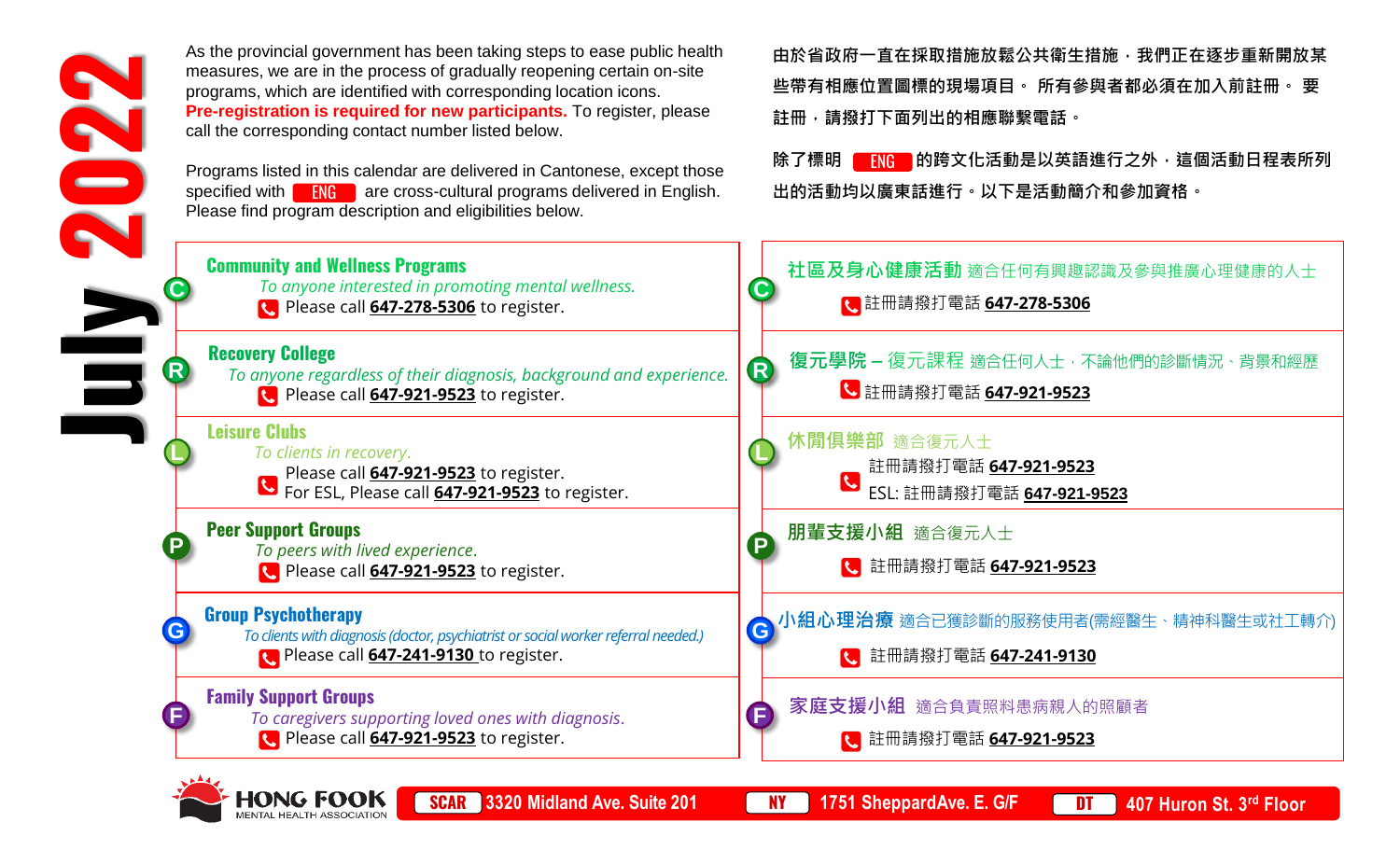# July 2022

As the provincial government has been taking steps to ease public health measures, we are in the process of gradually reopening certain on-site programs, which are identified with corresponding location icons. **Pre-registration is required for new participants.** To register, please call the corresponding contact number listed below.

Programs listed in this calendar are delivered in Cantonese, except those specified with ENG are cross-cultural programs delivered in English. Please find program description and eligibilities below.

由於省政府一直在採取措施放鬆公共衛生措施，我們正在逐步重新開放某些帶有相應位置圖標的現場項目。 所有參與者都必須在加入前註冊。 要註冊，請撥打下面列出的相應聯繫電話。

除了標明 ENG 的跨文化活動是以英語進行之外，這個活動日程表所列出的活動均以廣東話進行。以下是活動簡介和參加資格。

**C** **Community and Wellness Programs**
*To anyone interested in promoting mental wellness.*
Please call **647-278-5306** to register.

**C** **社區及身心健康活動** 適合任何有興趣認識及參與推廣心理健康的人士
註冊請撥打電話 **647-278-5306**

**R** **Recovery College**
*To anyone regardless of their diagnosis, background and experience.*
Please call **647-921-9523** to register.

**R** **復元學院 – 復元課程** 適合任何人士，不論他們的診斷情況、背景和經歷
註冊請撥打電話 **647-921-9523**

**L** **Leisure Clubs**
*To clients in recovery.*
Please call **647-921-9523** to register.
For ESL, Please call **647-921-9523** to register.

**L** **休閒俱樂部** 適合復元人士
註冊請撥打電話 **647-921-9523**
ESL: 註冊請撥打電話 **647-921-9523**

**P** **Peer Support Groups**
*To peers with lived experience.*
Please call **647-921-9523** to register.

**P** **朋輩支援小組** 適合復元人士
註冊請撥打電話 **647-921-9523**

**G** **Group Psychotherapy**
*To clients with diagnosis (doctor, psychiatrist or social worker referral needed.)*
Please call **647-241-9130** to register.

**G** **小組心理治療** 適合已獲診斷的服務使用者(需經醫生、精神科醫生或社工轉介)
註冊請撥打電話 **647-241-9130**

**F** **Family Support Groups**
*To caregivers supporting loved ones with diagnosis.*
Please call **647-921-9523** to register.

**F** **家庭支援小組** 適合負責照料患病親人的照顧者
註冊請撥打電話 **647-921-9523**

HONG FOOK MENTAL HEALTH ASSOCIATION

SCAR 3320 Midland Ave. Suite 201 | NY 1751 SheppardAve. E. G/F | DT 407 Huron St. 3rd Floor